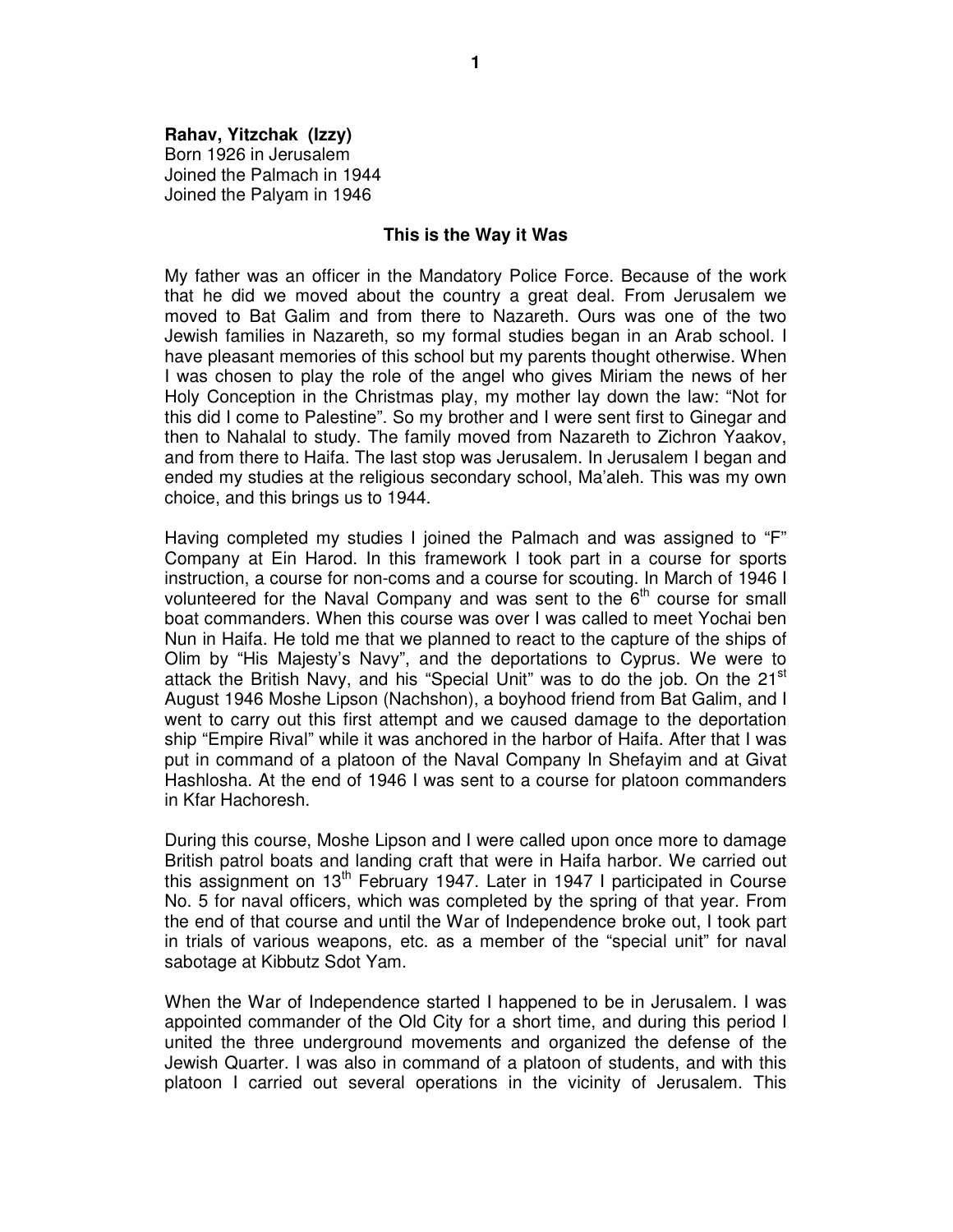**Rahav, Yitzchak (Izzy)**
Born 1926 in Jerusalem
Joined the Palmach in 1944
Joined the Palyam in 1946

## This is the Way it Was

My father was an officer in the Mandatory Police Force. Because of the work that he did we moved about the country a great deal. From Jerusalem we moved to Bat Galim and from there to Nazareth. Ours was one of the two Jewish families in Nazareth, so my formal studies began in an Arab school. I have pleasant memories of this school but my parents thought otherwise. When I was chosen to play the role of the angel who gives Miriam the news of her Holy Conception in the Christmas play, my mother lay down the law: "Not for this did I come to Palestine". So my brother and I were sent first to Ginegar and then to Nahalal to study. The family moved from Nazareth to Zichron Yaakov, and from there to Haifa. The last stop was Jerusalem. In Jerusalem I began and ended my studies at the religious secondary school, Ma'aleh. This was my own choice, and this brings us to 1944.

Having completed my studies I joined the Palmach and was assigned to "F" Company at Ein Harod. In this framework I took part in a course for sports instruction, a course for non-coms and a course for scouting. In March of 1946 I volunteered for the Naval Company and was sent to the 6th course for small boat commanders. When this course was over I was called to meet Yochai ben Nun in Haifa. He told me that we planned to react to the capture of the ships of Olim by "His Majesty's Navy", and the deportations to Cyprus. We were to attack the British Navy, and his "Special Unit" was to do the job. On the 21st August 1946 Moshe Lipson (Nachshon), a boyhood friend from Bat Galim, and I went to carry out this first attempt and we caused damage to the deportation ship "Empire Rival" while it was anchored in the harbor of Haifa. After that I was put in command of a platoon of the Naval Company In Shefayim and at Givat Hashlosha. At the end of 1946 I was sent to a course for platoon commanders in Kfar Hachoresh.

During this course, Moshe Lipson and I were called upon once more to damage British patrol boats and landing craft that were in Haifa harbor. We carried out this assignment on 13th February 1947. Later in 1947 I participated in Course No. 5 for naval officers, which was completed by the spring of that year. From the end of that course and until the War of Independence broke out, I took part in trials of various weapons, etc. as a member of the "special unit" for naval sabotage at Kibbutz Sdot Yam.

When the War of Independence started I happened to be in Jerusalem. I was appointed commander of the Old City for a short time, and during this period I united the three underground movements and organized the defense of the Jewish Quarter. I was also in command of a platoon of students, and with this platoon I carried out several operations in the vicinity of Jerusalem. This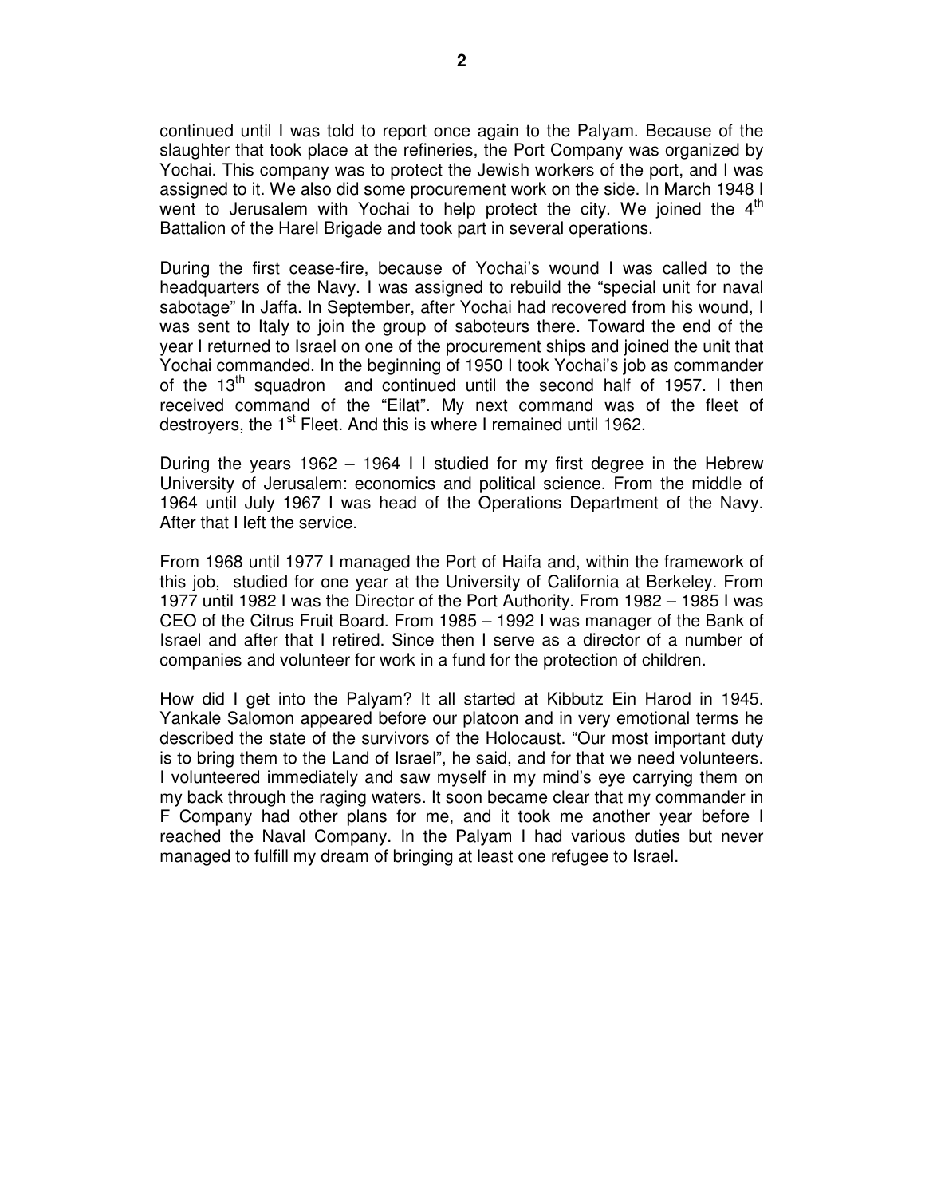continued until I was told to report once again to the Palyam. Because of the slaughter that took place at the refineries, the Port Company was organized by Yochai. This company was to protect the Jewish workers of the port, and I was assigned to it. We also did some procurement work on the side. In March 1948 I went to Jerusalem with Yochai to help protect the city. We joined the 4th Battalion of the Harel Brigade and took part in several operations.

During the first cease-fire, because of Yochai's wound I was called to the headquarters of the Navy. I was assigned to rebuild the "special unit for naval sabotage" In Jaffa. In September, after Yochai had recovered from his wound, I was sent to Italy to join the group of saboteurs there. Toward the end of the year I returned to Israel on one of the procurement ships and joined the unit that Yochai commanded. In the beginning of 1950 I took Yochai's job as commander of the 13th squadron and continued until the second half of 1957. I then received command of the "Eilat". My next command was of the fleet of destroyers, the 1st Fleet. And this is where I remained until 1962.

During the years 1962 – 1964 I I studied for my first degree in the Hebrew University of Jerusalem: economics and political science. From the middle of 1964 until July 1967 I was head of the Operations Department of the Navy. After that I left the service.

From 1968 until 1977 I managed the Port of Haifa and, within the framework of this job, studied for one year at the University of California at Berkeley. From 1977 until 1982 I was the Director of the Port Authority. From 1982 – 1985 I was CEO of the Citrus Fruit Board. From 1985 – 1992 I was manager of the Bank of Israel and after that I retired. Since then I serve as a director of a number of companies and volunteer for work in a fund for the protection of children.

How did I get into the Palyam? It all started at Kibbutz Ein Harod in 1945. Yankale Salomon appeared before our platoon and in very emotional terms he described the state of the survivors of the Holocaust. "Our most important duty is to bring them to the Land of Israel", he said, and for that we need volunteers. I volunteered immediately and saw myself in my mind's eye carrying them on my back through the raging waters. It soon became clear that my commander in F Company had other plans for me, and it took me another year before I reached the Naval Company. In the Palyam I had various duties but never managed to fulfill my dream of bringing at least one refugee to Israel.